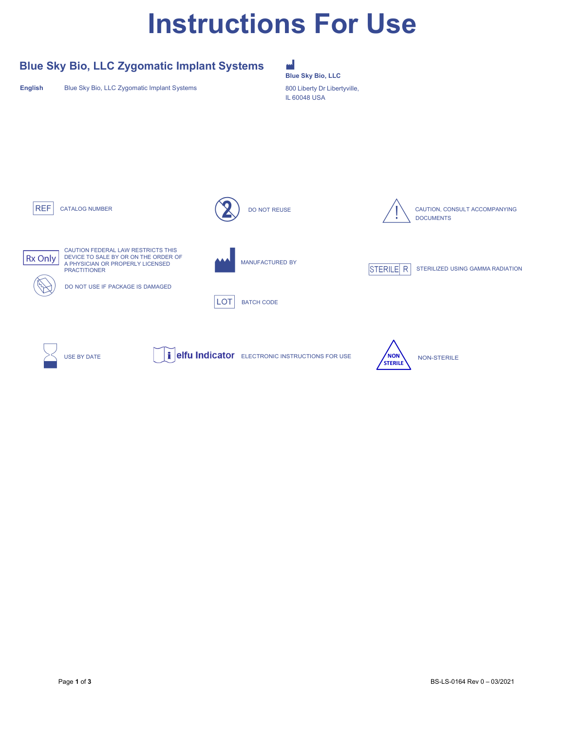# Instructions For Use

## Blue Sky Bio, LLC Zygomatic Implant Systems

**English** Blue Sky Bio, LLC Zygomatic Implant Systems

**Blue Sky Bio, LLC**

800 Liberty Dr Libertyville,
IL 60048 USA

| Symbol | Meaning |
| --- | --- |
| REF | CATALOG NUMBER |
| | DO NOT REUSE |
| | CAUTION, CONSULT ACCOMPANYING DOCUMENTS |
| Rx Only | CAUTION FEDERAL LAW RESTRICTS THIS DEVICE TO SALE BY OR ON THE ORDER OF A PHYSICIAN OR PROPERLY LICENSED PRACTITIONER |
| | DO NOT USE IF PACKAGE IS DAMAGED |
| | MANUFACTURED BY |
| LOT | BATCH CODE |
| STERILE R | STERILIZED USING GAMMA RADIATION |
| | USE BY DATE |
| elfu Indicator | ELECTRONIC INSTRUCTIONS FOR USE |
| NON STERILE | NON-STERILE |

BS-LS-0164 Rev 0 – 03/2021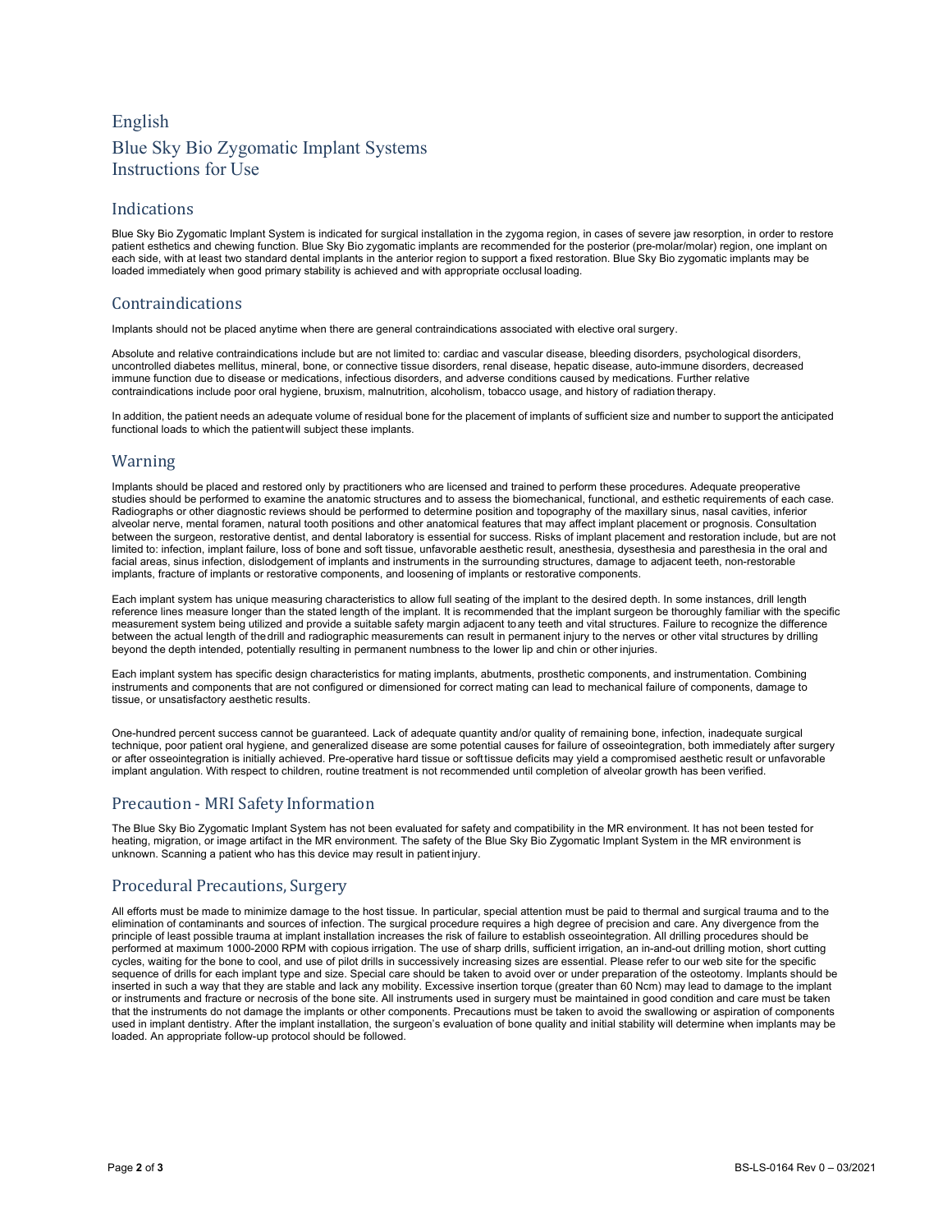# English

# Blue Sky Bio Zygomatic Implant Systems
# Instructions for Use

## Indications

Blue Sky Bio Zygomatic Implant System is indicated for surgical installation in the zygoma region, in cases of severe jaw resorption, in order to restore patient esthetics and chewing function. Blue Sky Bio zygomatic implants are recommended for the posterior (pre-molar/molar) region, one implant on each side, with at least two standard dental implants in the anterior region to support a fixed restoration. Blue Sky Bio zygomatic implants may be loaded immediately when good primary stability is achieved and with appropriate occlusal loading.

## Contraindications

Implants should not be placed anytime when there are general contraindications associated with elective oral surgery.

Absolute and relative contraindications include but are not limited to: cardiac and vascular disease, bleeding disorders, psychological disorders, uncontrolled diabetes mellitus, mineral, bone, or connective tissue disorders, renal disease, hepatic disease, auto-immune disorders, decreased immune function due to disease or medications, infectious disorders, and adverse conditions caused by medications. Further relative contraindications include poor oral hygiene, bruxism, malnutrition, alcoholism, tobacco usage, and history of radiation therapy.

In addition, the patient needs an adequate volume of residual bone for the placement of implants of sufficient size and number to support the anticipated functional loads to which the patient will subject these implants.

## Warning

Implants should be placed and restored only by practitioners who are licensed and trained to perform these procedures. Adequate preoperative studies should be performed to examine the anatomic structures and to assess the biomechanical, functional, and esthetic requirements of each case. Radiographs or other diagnostic reviews should be performed to determine position and topography of the maxillary sinus, nasal cavities, inferior alveolar nerve, mental foramen, natural tooth positions and other anatomical features that may affect implant placement or prognosis. Consultation between the surgeon, restorative dentist, and dental laboratory is essential for success. Risks of implant placement and restoration include, but are not limited to: infection, implant failure, loss of bone and soft tissue, unfavorable aesthetic result, anesthesia, dysesthesia and paresthesia in the oral and facial areas, sinus infection, dislodgement of implants and instruments in the surrounding structures, damage to adjacent teeth, non-restorable implants, fracture of implants or restorative components, and loosening of implants or restorative components.

Each implant system has unique measuring characteristics to allow full seating of the implant to the desired depth. In some instances, drill length reference lines measure longer than the stated length of the implant. It is recommended that the implant surgeon be thoroughly familiar with the specific measurement system being utilized and provide a suitable safety margin adjacent to any teeth and vital structures. Failure to recognize the difference between the actual length of the drill and radiographic measurements can result in permanent injury to the nerves or other vital structures by drilling beyond the depth intended, potentially resulting in permanent numbness to the lower lip and chin or other injuries.

Each implant system has specific design characteristics for mating implants, abutments, prosthetic components, and instrumentation. Combining instruments and components that are not configured or dimensioned for correct mating can lead to mechanical failure of components, damage to tissue, or unsatisfactory aesthetic results.

One-hundred percent success cannot be guaranteed. Lack of adequate quantity and/or quality of remaining bone, infection, inadequate surgical technique, poor patient oral hygiene, and generalized disease are some potential causes for failure of osseointegration, both immediately after surgery or after osseointegration is initially achieved. Pre-operative hard tissue or soft tissue deficits may yield a compromised aesthetic result or unfavorable implant angulation. With respect to children, routine treatment is not recommended until completion of alveolar growth has been verified.

## Precaution - MRI Safety Information

The Blue Sky Bio Zygomatic Implant System has not been evaluated for safety and compatibility in the MR environment. It has not been tested for heating, migration, or image artifact in the MR environment. The safety of the Blue Sky Bio Zygomatic Implant System in the MR environment is unknown. Scanning a patient who has this device may result in patient injury.

## Procedural Precautions, Surgery

All efforts must be made to minimize damage to the host tissue. In particular, special attention must be paid to thermal and surgical trauma and to the elimination of contaminants and sources of infection. The surgical procedure requires a high degree of precision and care. Any divergence from the principle of least possible trauma at implant installation increases the risk of failure to establish osseointegration. All drilling procedures should be performed at maximum 1000-2000 RPM with copious irrigation. The use of sharp drills, sufficient irrigation, an in-and-out drilling motion, short cutting cycles, waiting for the bone to cool, and use of pilot drills in successively increasing sizes are essential. Please refer to our web site for the specific sequence of drills for each implant type and size. Special care should be taken to avoid over or under preparation of the osteotomy. Implants should be inserted in such a way that they are stable and lack any mobility. Excessive insertion torque (greater than 60 Ncm) may lead to damage to the implant or instruments and fracture or necrosis of the bone site. All instruments used in surgery must be maintained in good condition and care must be taken that the instruments do not damage the implants or other components. Precautions must be taken to avoid the swallowing or aspiration of components used in implant dentistry. After the implant installation, the surgeon's evaluation of bone quality and initial stability will determine when implants may be loaded. An appropriate follow-up protocol should be followed.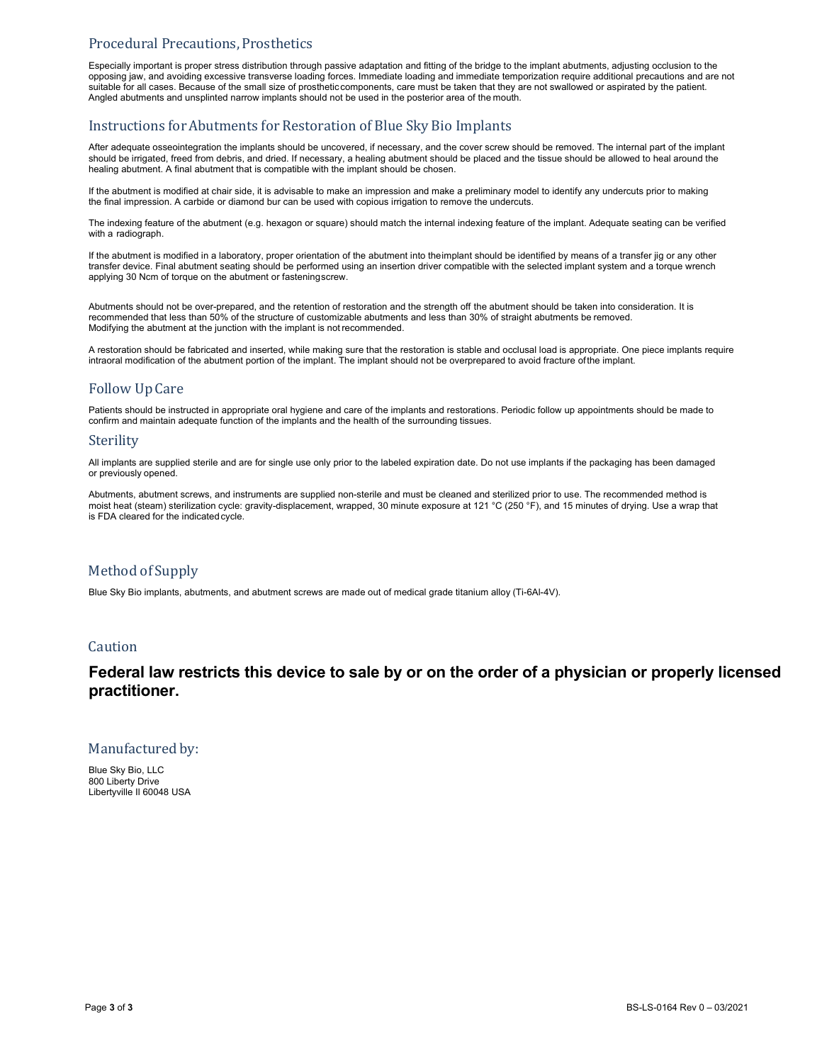## Procedural Precautions, Prosthetics

Especially important is proper stress distribution through passive adaptation and fitting of the bridge to the implant abutments, adjusting occlusion to the opposing jaw, and avoiding excessive transverse loading forces. Immediate loading and immediate temporization require additional precautions and are not suitable for all cases. Because of the small size of prosthetic components, care must be taken that they are not swallowed or aspirated by the patient. Angled abutments and unsplinted narrow implants should not be used in the posterior area of the mouth.

## Instructions for Abutments for Restoration of Blue Sky Bio Implants

After adequate osseointegration the implants should be uncovered, if necessary, and the cover screw should be removed. The internal part of the implant should be irrigated, freed from debris, and dried. If necessary, a healing abutment should be placed and the tissue should be allowed to heal around the healing abutment. A final abutment that is compatible with the implant should be chosen.

If the abutment is modified at chair side, it is advisable to make an impression and make a preliminary model to identify any undercuts prior to making the final impression. A carbide or diamond bur can be used with copious irrigation to remove the undercuts.

The indexing feature of the abutment (e.g. hexagon or square) should match the internal indexing feature of the implant. Adequate seating can be verified with a radiograph.

If the abutment is modified in a laboratory, proper orientation of the abutment into the implant should be identified by means of a transfer jig or any other transfer device. Final abutment seating should be performed using an insertion driver compatible with the selected implant system and a torque wrench applying 30 Ncm of torque on the abutment or fastening screw.

Abutments should not be over-prepared, and the retention of restoration and the strength off the abutment should be taken into consideration. It is recommended that less than 50% of the structure of customizable abutments and less than 30% of straight abutments be removed.
Modifying the abutment at the junction with the implant is not recommended.

A restoration should be fabricated and inserted, while making sure that the restoration is stable and occlusal load is appropriate. One piece implants require intraoral modification of the abutment portion of the implant. The implant should not be overprepared to avoid fracture of the implant.

## Follow Up Care

Patients should be instructed in appropriate oral hygiene and care of the implants and restorations. Periodic follow up appointments should be made to confirm and maintain adequate function of the implants and the health of the surrounding tissues.

## Sterility

All implants are supplied sterile and are for single use only prior to the labeled expiration date. Do not use implants if the packaging has been damaged or previously opened.

Abutments, abutment screws, and instruments are supplied non-sterile and must be cleaned and sterilized prior to use. The recommended method is moist heat (steam) sterilization cycle: gravity-displacement, wrapped, 30 minute exposure at 121 °C (250 °F), and 15 minutes of drying. Use a wrap that is FDA cleared for the indicated cycle.

## Method of Supply

Blue Sky Bio implants, abutments, and abutment screws are made out of medical grade titanium alloy (Ti-6Al-4V).

## Caution

**Federal law restricts this device to sale by or on the order of a physician or properly licensed practitioner.**

## Manufactured by:

Blue Sky Bio, LLC
800 Liberty Drive
Libertyville Il 60048 USA

BS-LS-0164 Rev 0 – 03/2021